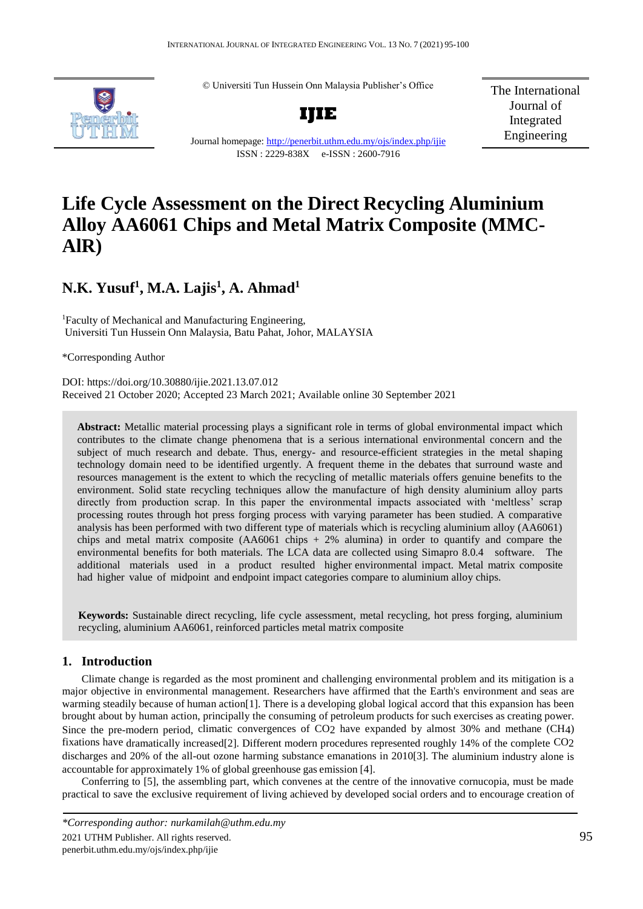© Universiti Tun Hussein Onn Malaysia Publisher's Office

**IJIE**

Journal homepage: http://penerbit.uthm.edu.my/ojs/index.php/ijie

ISSN : 2229-838X e-ISSN : 2600-7916

The International Journal of Integrated Engineering

# Life Cycle Assessment on the Direct Recycling Aluminium Alloy AA6061 Chips and Metal Matrix Composite (MMC-AlR)

## N.K. Yusuf[1], M.A. Lajis[1], A. Ahmad[1]

[1]Faculty of Mechanical and Manufacturing Engineering, Universiti Tun Hussein Onn Malaysia, Batu Pahat, Johor, MALAYSIA

*Corresponding Author

DOI: https://doi.org/10.30880/ijie.2021.13.07.012

Received 21 October 2020; Accepted 23 March 2021; Available online 30 September 2021

**Abstract:** Metallic material processing plays a significant role in terms of global environmental impact which contributes to the climate change phenomena that is a serious international environmental concern and the subject of much research and debate. Thus, energy- and resource-efficient strategies in the metal shaping technology domain need to be identified urgently. A frequent theme in the debates that surround waste and resources management is the extent to which the recycling of metallic materials offers genuine benefits to the environment. Solid state recycling techniques allow the manufacture of high density aluminium alloy parts directly from production scrap. In this paper the environmental impacts associated with 'meltless' scrap processing routes through hot press forging process with varying parameter has been studied. A comparative analysis has been performed with two different type of materials which is recycling aluminium alloy (AA6061) chips and metal matrix composite (AA6061 chips + 2% alumina) in order to quantify and compare the environmental benefits for both materials. The LCA data are collected using Simapro 8.0.4 software. The additional materials used in a product resulted higher environmental impact. Metal matrix composite had higher value of midpoint and endpoint impact categories compare to aluminium alloy chips.

**Keywords:** Sustainable direct recycling, life cycle assessment, metal recycling, hot press forging, aluminium recycling, aluminium AA6061, reinforced particles metal matrix composite

## 1. Introduction

Climate change is regarded as the most prominent and challenging environmental problem and its mitigation is a major objective in environmental management. Researchers have affirmed that the Earth's environment and seas are warming steadily because of human action[1]. There is a developing global logical accord that this expansion has been brought about by human action, principally the consuming of petroleum products for such exercises as creating power. Since the pre-modern period, climatic convergences of $CO_2$ have expanded by almost 30% and methane ($CH_4$) fixations have dramatically increased[2]. Different modern procedures represented roughly 14% of the complete $CO_2$ discharges and 20% of the all-out ozone harming substance emanations in 2010[3]. The aluminium industry alone is accountable for approximately 1% of global greenhouse gas emission [4].

Conferring to [5], the assembling part, which convenes at the centre of the innovative cornucopia, must be made practical to save the exclusive requirement of living achieved by developed social orders and to encourage creation of

*Corresponding author: nurkamilah@uthm.edu.my

2021 UTHM Publisher. All rights reserved.

penerbit.uthm.edu.my/ojs/index.php/ijie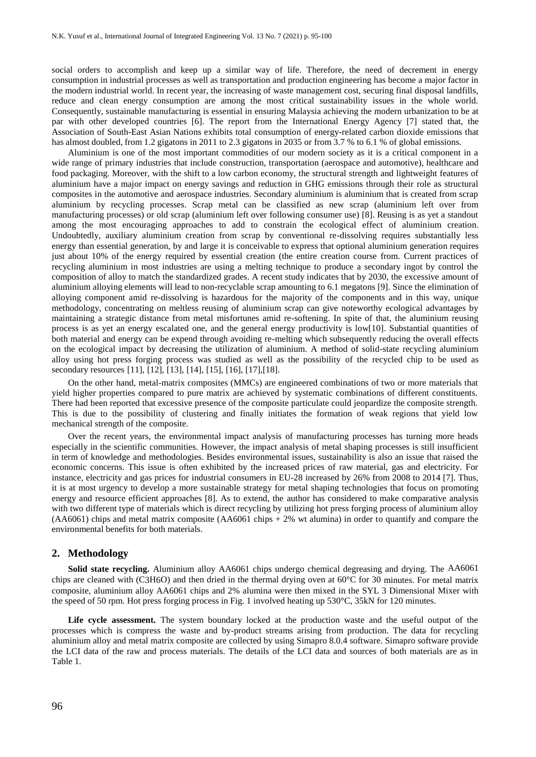social orders to accomplish and keep up a similar way of life. Therefore, the need of decrement in energy consumption in industrial processes as well as transportation and production engineering has become a major factor in the modern industrial world. In recent year, the increasing of waste management cost, securing final disposal landfills, reduce and clean energy consumption are among the most critical sustainability issues in the whole world. Consequently, sustainable manufacturing is essential in ensuring Malaysia achieving the modern urbanization to be at par with other developed countries [6]. The report from the International Energy Agency [7] stated that, the Association of South-East Asian Nations exhibits total consumption of energy-related carbon dioxide emissions that has almost doubled, from 1.2 gigatons in 2011 to 2.3 gigatons in 2035 or from 3.7 % to 6.1 % of global emissions.

Aluminium is one of the most important commodities of our modern society as it is a critical component in a wide range of primary industries that include construction, transportation (aerospace and automotive), healthcare and food packaging. Moreover, with the shift to a low carbon economy, the structural strength and lightweight features of aluminium have a major impact on energy savings and reduction in GHG emissions through their role as structural composites in the automotive and aerospace industries. Secondary aluminium is aluminium that is created from scrap aluminium by recycling processes. Scrap metal can be classified as new scrap (aluminium left over from manufacturing processes) or old scrap (aluminium left over following consumer use) [8]. Reusing is as yet a standout among the most encouraging approaches to add to constrain the ecological effect of aluminium creation. Undoubtedly, auxiliary aluminium creation from scrap by conventional re-dissolving requires substantially less energy than essential generation, by and large it is conceivable to express that optional aluminium generation requires just about 10% of the energy required by essential creation (the entire creation course from. Current practices of recycling aluminium in most industries are using a melting technique to produce a secondary ingot by control the composition of alloy to match the standardized grades. A recent study indicates that by 2030, the excessive amount of aluminium alloying elements will lead to non-recyclable scrap amounting to 6.1 megatons [9]. Since the elimination of alloying component amid re-dissolving is hazardous for the majority of the components and in this way, unique methodology, concentrating on meltless reusing of aluminium scrap can give noteworthy ecological advantages by maintaining a strategic distance from metal misfortunes amid re-softening. In spite of that, the aluminium reusing process is as yet an energy escalated one, and the general energy productivity is low[10]. Substantial quantities of both material and energy can be expend through avoiding re-melting which subsequently reducing the overall effects on the ecological impact by decreasing the utilization of aluminium. A method of solid-state recycling aluminium alloy using hot press forging process was studied as well as the possibility of the recycled chip to be used as secondary resources [11], [12], [13], [14], [15], [16], [17],[18].

On the other hand, metal-matrix composites (MMCs) are engineered combinations of two or more materials that yield higher properties compared to pure matrix are achieved by systematic combinations of different constituents. There had been reported that excessive presence of the composite particulate could jeopardize the composite strength. This is due to the possibility of clustering and finally initiates the formation of weak regions that yield low mechanical strength of the composite.

Over the recent years, the environmental impact analysis of manufacturing processes has turning more heads especially in the scientific communities. However, the impact analysis of metal shaping processes is still insufficient in term of knowledge and methodologies. Besides environmental issues, sustainability is also an issue that raised the economic concerns. This issue is often exhibited by the increased prices of raw material, gas and electricity. For instance, electricity and gas prices for industrial consumers in EU-28 increased by 26% from 2008 to 2014 [7]. Thus, it is at most urgency to develop a more sustainable strategy for metal shaping technologies that focus on promoting energy and resource efficient approaches [8]. As to extend, the author has considered to make comparative analysis with two different type of materials which is direct recycling by utilizing hot press forging process of aluminium alloy (AA6061) chips and metal matrix composite (AA6061 chips + 2% wt alumina) in order to quantify and compare the environmental benefits for both materials.

## 2. Methodology

**Solid state recycling.** Aluminium alloy AA6061 chips undergo chemical degreasing and drying. The AA6061 chips are cleaned with ($C_3H_6O$) and then dried in the thermal drying oven at 60°C for 30 minutes. For metal matrix composite, aluminium alloy AA6061 chips and 2% alumina were then mixed in the SYL 3 Dimensional Mixer with the speed of 50 rpm. Hot press forging process in Fig. 1 involved heating up 530°C, 35kN for 120 minutes.

**Life cycle assessment.** The system boundary locked at the production waste and the useful output of the processes which is compress the waste and by-product streams arising from production. The data for recycling aluminium alloy and metal matrix composite are collected by using Simapro 8.0.4 software. Simapro software provide the LCI data of the raw and process materials. The details of the LCI data and sources of both materials are as in Table 1.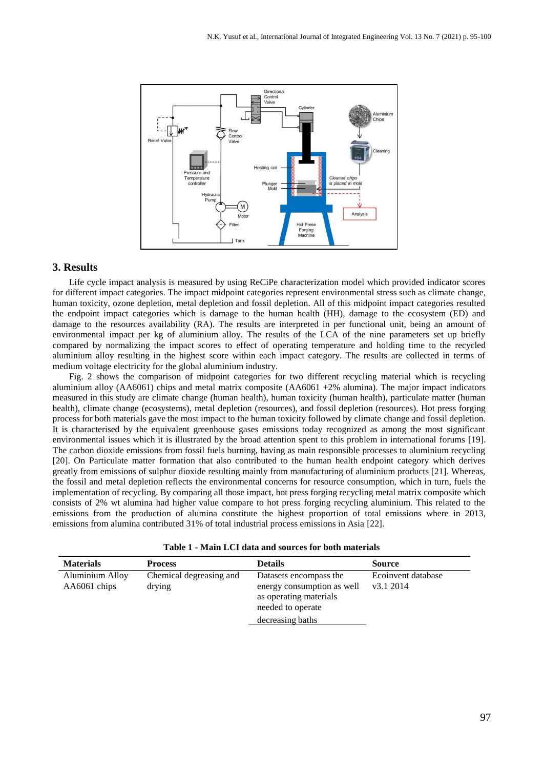## 3. Results

Life cycle impact analysis is measured by using ReCiPe characterization model which provided indicator scores for different impact categories. The impact midpoint categories represent environmental stress such as climate change, human toxicity, ozone depletion, metal depletion and fossil depletion. All of this midpoint impact categories resulted the endpoint impact categories which is damage to the human health (HH), damage to the ecosystem (ED) and damage to the resources availability (RA). The results are interpreted in per functional unit, being an amount of environmental impact per kg of aluminium alloy. The results of the LCA of the nine parameters set up briefly compared by normalizing the impact scores to effect of operating temperature and holding time to the recycled aluminium alloy resulting in the highest score within each impact category. The results are collected in terms of medium voltage electricity for the global aluminium industry.

Fig. 2 shows the comparison of midpoint categories for two different recycling material which is recycling aluminium alloy (AA6061) chips and metal matrix composite (AA6061 +2% alumina). The major impact indicators measured in this study are climate change (human health), human toxicity (human health), particulate matter (human health), climate change (ecosystems), metal depletion (resources), and fossil depletion (resources). Hot press forging process for both materials gave the most impact to the human toxicity followed by climate change and fossil depletion. It is characterised by the equivalent greenhouse gases emissions today recognized as among the most significant environmental issues which it is illustrated by the broad attention spent to this problem in international forums [19]. The carbon dioxide emissions from fossil fuels burning, having as main responsible processes to aluminium recycling [20]. On Particulate matter formation that also contributed to the human health endpoint category which derives greatly from emissions of sulphur dioxide resulting mainly from manufacturing of aluminium products [21]. Whereas, the fossil and metal depletion reflects the environmental concerns for resource consumption, which in turn, fuels the implementation of recycling. By comparing all those impact, hot press forging recycling metal matrix composite which consists of 2% wt alumina had higher value compare to hot press forging recycling aluminium. This related to the emissions from the production of alumina constitute the highest proportion of total emissions where in 2013, emissions from alumina contributed 31% of total industrial process emissions in Asia [22].

**Table 1 - Main LCI data and sources for both materials**

| Materials | Process | Details | Source |
|---|---|---|---|
| Aluminium Alloy AA6061 chips | Chemical degreasing and drying | Datasets encompass the energy consumption as well as operating materials needed to operate decreasing baths | Ecoinvent database v3.1 2014 |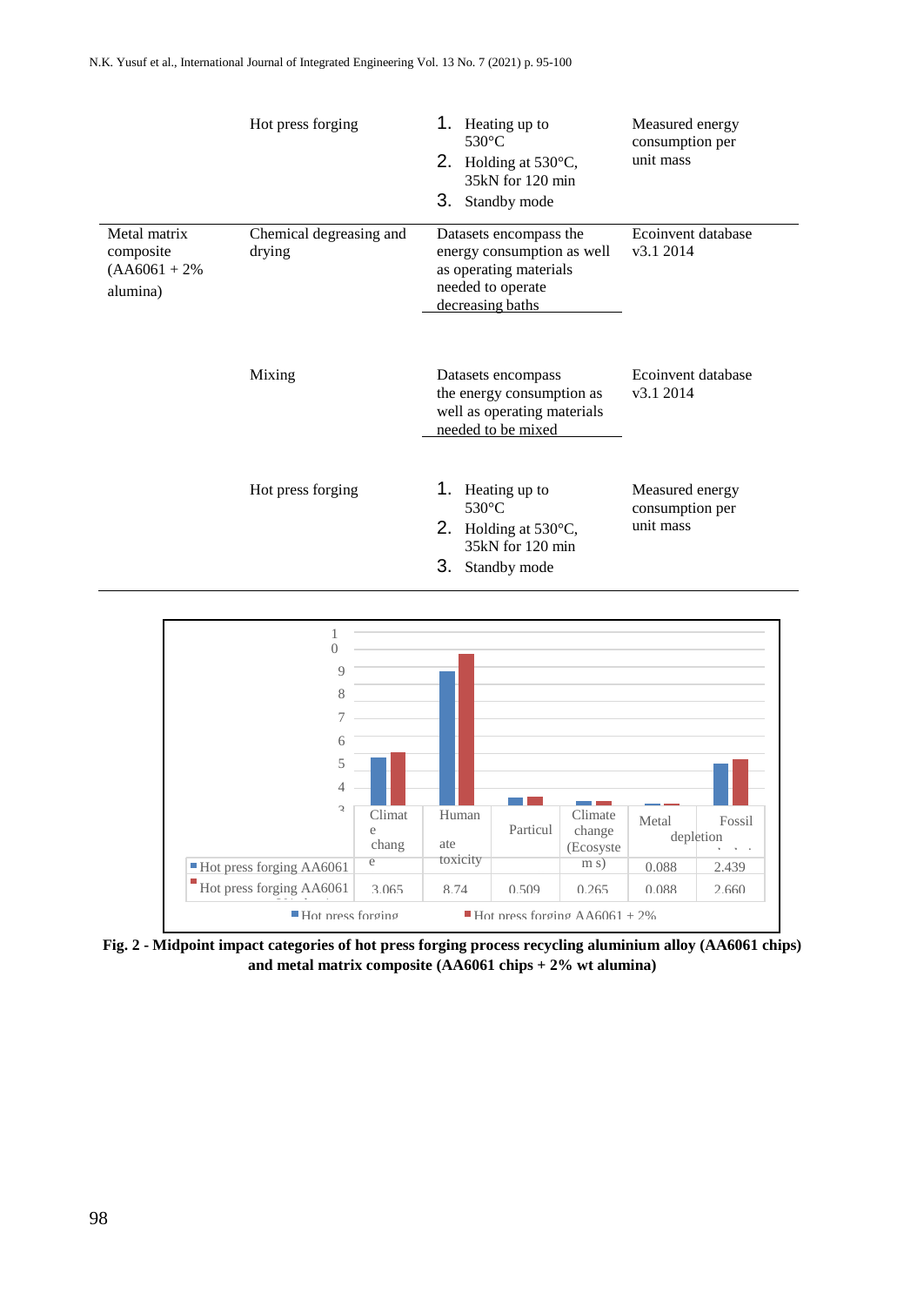| | Hot press forging | 1. Heating up to 530°C<br>2. Holding at 530°C, 35kN for 120 min<br>3. Standby mode | Measured energy consumption per unit mass |
|---|---|---|---|
| Metal matrix composite (AA6061 + 2% alumina) | Chemical degreasing and drying | Datasets encompass the energy consumption as well as operating materials needed to operate decreasing baths | Ecoinvent database v3.1 2014 |
| | Mixing | Datasets encompass the energy consumption as well as operating materials needed to be mixed | Ecoinvent database v3.1 2014 |
| | Hot press forging | 1. Heating up to 530°C<br>2. Holding at 530°C, 35kN for 120 min<br>3. Standby mode | Measured energy consumption per unit mass |

| | Climate change | Human toxicity | Particul... | Climate change (Ecosystems) | Metal depletion | Fossil ... |
|---|---|---|---|---|---|---|
| Hot press forging AA6061 | | | | | 0.088 | 2.439 |
| Hot press forging AA6061 ... | 3.065 | 8.74 | 0.509 | 0.265 | 0.088 | 2.660 |

Hot press forging ... Hot press forging AA6061 + 2% ...

**Fig. 2 - Midpoint impact categories of hot press forging process recycling aluminium alloy (AA6061 chips) and metal matrix composite (AA6061 chips + 2% wt alumina)**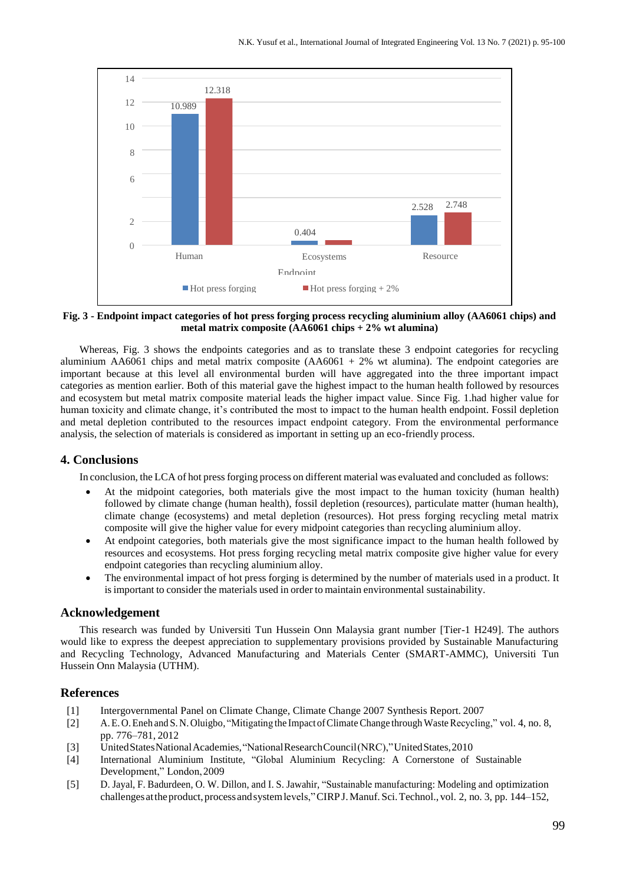**Fig. 3 - Endpoint impact categories of hot press forging process recycling aluminium alloy (AA6061 chips) and metal matrix composite (AA6061 chips + 2% wt alumina)**

Whereas, Fig. 3 shows the endpoints categories and as to translate these 3 endpoint categories for recycling aluminium AA6061 chips and metal matrix composite (AA6061 + 2% wt alumina). The endpoint categories are important because at this level all environmental burden will have aggregated into the three important impact categories as mention earlier. Both of this material gave the highest impact to the human health followed by resources and ecosystem but metal matrix composite material leads the higher impact value. Since Fig. 1.had higher value for human toxicity and climate change, it's contributed the most to impact to the human health endpoint. Fossil depletion and metal depletion contributed to the resources impact endpoint category. From the environmental performance analysis, the selection of materials is considered as important in setting up an eco-friendly process.

## 4. Conclusions

In conclusion, the LCA of hot press forging process on different material was evaluated and concluded as follows:

- At the midpoint categories, both materials give the most impact to the human toxicity (human health) followed by climate change (human health), fossil depletion (resources), particulate matter (human health), climate change (ecosystems) and metal depletion (resources). Hot press forging recycling metal matrix composite will give the higher value for every midpoint categories than recycling aluminium alloy.
- At endpoint categories, both materials give the most significance impact to the human health followed by resources and ecosystems. Hot press forging recycling metal matrix composite give higher value for every endpoint categories than recycling aluminium alloy.
- The environmental impact of hot press forging is determined by the number of materials used in a product. It is important to consider the materials used in order to maintain environmental sustainability.

## Acknowledgement

This research was funded by Universiti Tun Hussein Onn Malaysia grant number [Tier-1 H249]. The authors would like to express the deepest appreciation to supplementary provisions provided by Sustainable Manufacturing and Recycling Technology, Advanced Manufacturing and Materials Center (SMART-AMMC), Universiti Tun Hussein Onn Malaysia (UTHM).

## References

[1] Intergovernmental Panel on Climate Change, Climate Change 2007 Synthesis Report. 2007

[2] A. E. O. Eneh and S. N. Oluigbo, "Mitigating the Impact of Climate Change through Waste Recycling," vol. 4, no. 8, pp. 776–781, 2012

[3] United States National Academies, "National Research Council (NRC)," United States, 2010

[4] International Aluminium Institute, "Global Aluminium Recycling: A Cornerstone of Sustainable Development," London, 2009

[5] D. Jayal, F. Badurdeen, O. W. Dillon, and I. S. Jawahir, "Sustainable manufacturing: Modeling and optimization challenges at the product, process and system levels," CIRP J. Manuf. Sci. Technol., vol. 2, no. 3, pp. 144–152,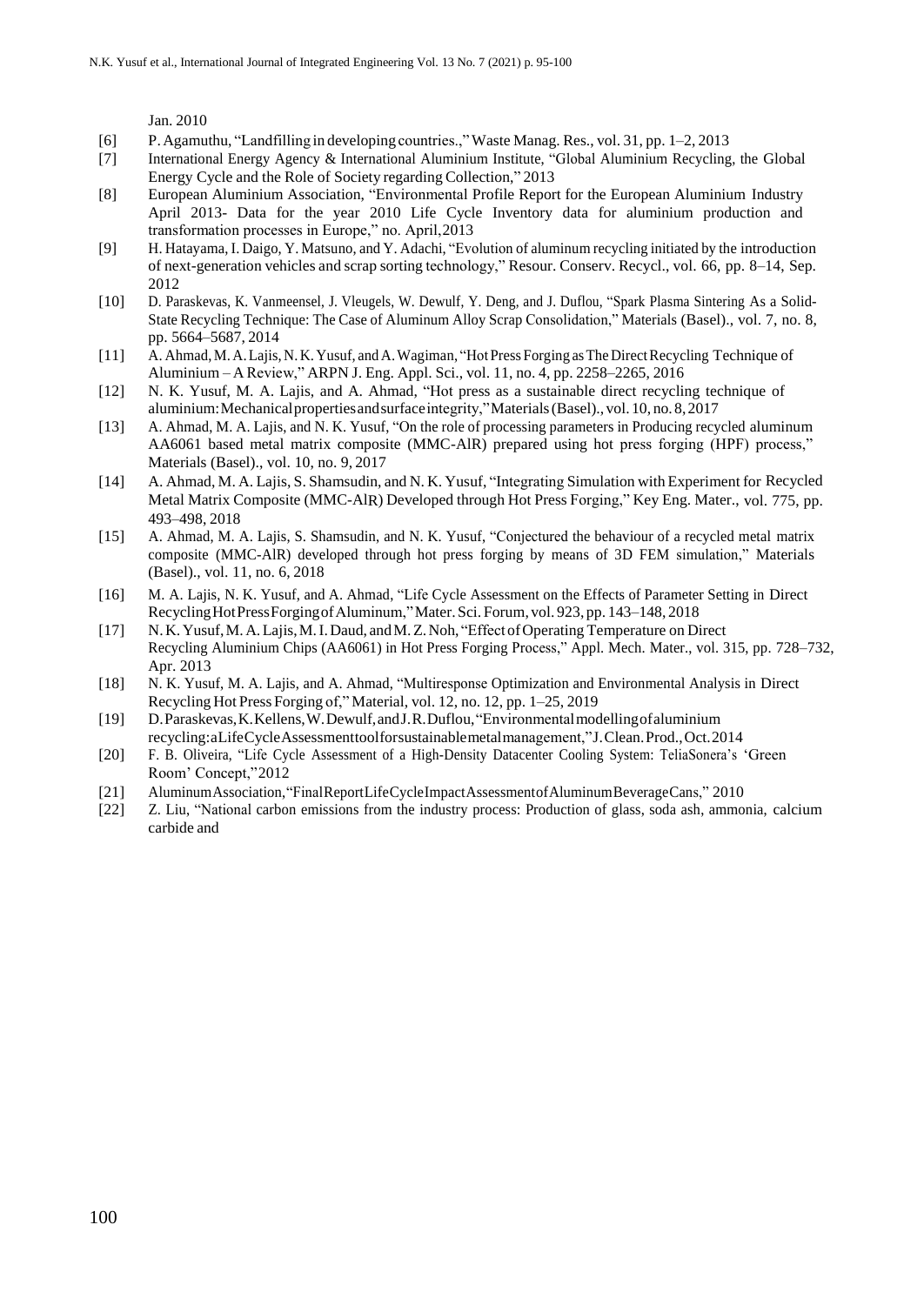Jan. 2010

- [6] P. Agamuthu, "Landfilling in developing countries.," Waste Manag. Res., vol. 31, pp. 1–2, 2013
- [7] International Energy Agency & International Aluminium Institute, "Global Aluminium Recycling, the Global Energy Cycle and the Role of Society regarding Collection," 2013
- [8] European Aluminium Association, "Environmental Profile Report for the European Aluminium Industry April 2013- Data for the year 2010 Life Cycle Inventory data for aluminium production and transformation processes in Europe," no. April,2013
- [9] H. Hatayama, I. Daigo, Y. Matsuno, and Y. Adachi, "Evolution of aluminum recycling initiated by the introduction of next-generation vehicles and scrap sorting technology," Resour. Conserv. Recycl., vol. 66, pp. 8–14, Sep. 2012
- [10] D. Paraskevas, K. Vanmeensel, J. Vleugels, W. Dewulf, Y. Deng, and J. Duflou, "Spark Plasma Sintering As a Solid-State Recycling Technique: The Case of Aluminum Alloy Scrap Consolidation," Materials (Basel)., vol. 7, no. 8, pp. 5664–5687, 2014
- [11] A. Ahmad, M. A. Lajis, N. K. Yusuf, and A. Wagiman, "Hot Press Forging as The Direct Recycling Technique of Aluminium – A Review," ARPN J. Eng. Appl. Sci., vol. 11, no. 4, pp. 2258–2265, 2016
- [12] N. K. Yusuf, M. A. Lajis, and A. Ahmad, "Hot press as a sustainable direct recycling technique of aluminium:Mechanicalpropertiesandsurfaceintegrity,"Materials(Basel).,vol.10,no.8,2017
- [13] A. Ahmad, M. A. Lajis, and N. K. Yusuf, "On the role of processing parameters in Producing recycled aluminum AA6061 based metal matrix composite (MMC-AlR) prepared using hot press forging (HPF) process," Materials (Basel)., vol. 10, no. 9, 2017
- [14] A. Ahmad, M. A. Lajis, S. Shamsudin, and N. K. Yusuf, "Integrating Simulation with Experiment for Recycled Metal Matrix Composite (MMC-AlR) Developed through Hot Press Forging," Key Eng. Mater., vol. 775, pp. 493–498, 2018
- [15] A. Ahmad, M. A. Lajis, S. Shamsudin, and N. K. Yusuf, "Conjectured the behaviour of a recycled metal matrix composite (MMC-AlR) developed through hot press forging by means of 3D FEM simulation," Materials (Basel)., vol. 11, no. 6, 2018
- [16] M. A. Lajis, N. K. Yusuf, and A. Ahmad, "Life Cycle Assessment on the Effects of Parameter Setting in Direct RecyclingHotPressForgingofAluminum,"Mater.Sci.Forum,vol.923,pp.143–148,2018
- [17] N. K. Yusuf, M. A. Lajis, M. I. Daud, and M. Z. Noh, "Effect of Operating Temperature on Direct Recycling Aluminium Chips (AA6061) in Hot Press Forging Process," Appl. Mech. Mater., vol. 315, pp. 728–732, Apr. 2013
- [18] N. K. Yusuf, M. A. Lajis, and A. Ahmad, "Multiresponse Optimization and Environmental Analysis in Direct Recycling Hot Press Forging of," Material, vol. 12, no. 12, pp. 1–25, 2019
- [19] D.Paraskevas,K.Kellens,W.Dewulf,andJ.R.Duflou,"Environmentalmodellingofaluminium recycling:aLifeCycleAssessmenttoolforsustainablemetalmanagement,"J.Clean.Prod.,Oct.2014
- [20] F. B. Oliveira, "Life Cycle Assessment of a High-Density Datacenter Cooling System: TeliaSonera's 'Green Room' Concept,"2012
- [21] AluminumAssociation,"FinalReportLifeCycleImpactAssessmentofAluminumBeverageCans," 2010
- [22] Z. Liu, "National carbon emissions from the industry process: Production of glass, soda ash, ammonia, calcium carbide and